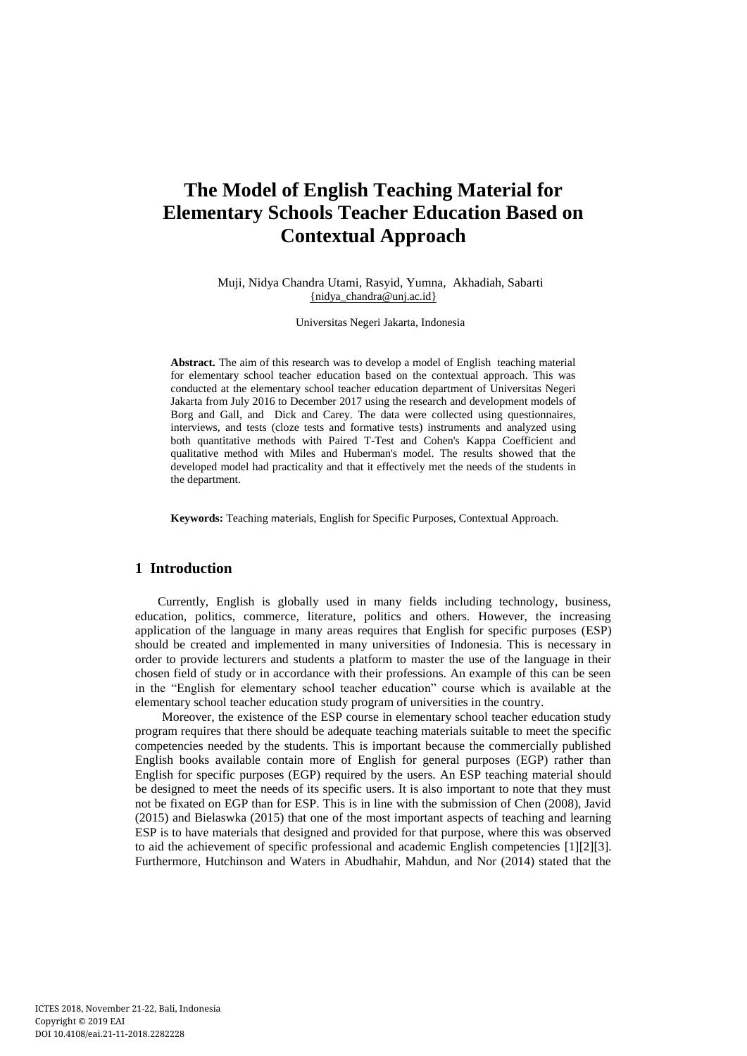# The Model of English Teaching Material for Elementary Schools Teacher Education Based on Contextual Approach

Muji, Nidya Chandra Utami, Rasyid, Yumna, Akhadiah, Sabarti
{nidya_chandra@unj.ac.id}

Universitas Negeri Jakarta, Indonesia

**Abstract.** The aim of this research was to develop a model of English teaching material for elementary school teacher education based on the contextual approach. This was conducted at the elementary school teacher education department of Universitas Negeri Jakarta from July 2016 to December 2017 using the research and development models of Borg and Gall, and Dick and Carey. The data were collected using questionnaires, interviews, and tests (cloze tests and formative tests) instruments and analyzed using both quantitative methods with Paired T-Test and Cohen's Kappa Coefficient and qualitative method with Miles and Huberman's model. The results showed that the developed model had practicality and that it effectively met the needs of the students in the department.

**Keywords:** Teaching materials, English for Specific Purposes, Contextual Approach.

## 1 Introduction

Currently, English is globally used in many fields including technology, business, education, politics, commerce, literature, politics and others. However, the increasing application of the language in many areas requires that English for specific purposes (ESP) should be created and implemented in many universities of Indonesia. This is necessary in order to provide lecturers and students a platform to master the use of the language in their chosen field of study or in accordance with their professions. An example of this can be seen in the "English for elementary school teacher education" course which is available at the elementary school teacher education study program of universities in the country.

Moreover, the existence of the ESP course in elementary school teacher education study program requires that there should be adequate teaching materials suitable to meet the specific competencies needed by the students. This is important because the commercially published English books available contain more of English for general purposes (EGP) rather than English for specific purposes (EGP) required by the users. An ESP teaching material should be designed to meet the needs of its specific users. It is also important to note that they must not be fixated on EGP than for ESP. This is in line with the submission of Chen (2008), Javid (2015) and Bielaswka (2015) that one of the most important aspects of teaching and learning ESP is to have materials that designed and provided for that purpose, where this was observed to aid the achievement of specific professional and academic English competencies [1][2][3]. Furthermore, Hutchinson and Waters in Abudhahir, Mahdun, and Nor (2014) stated that the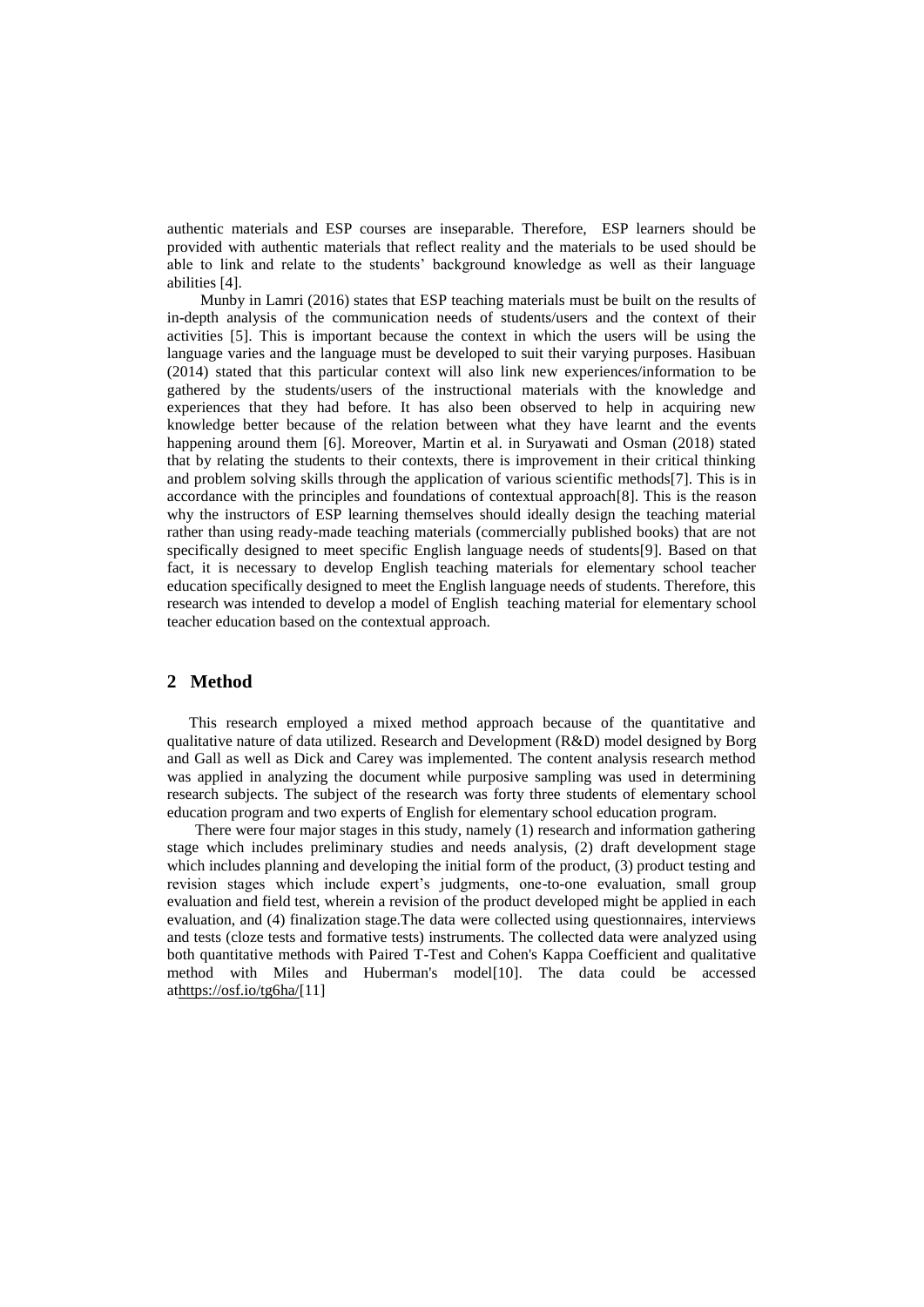authentic materials and ESP courses are inseparable. Therefore, ESP learners should be provided with authentic materials that reflect reality and the materials to be used should be able to link and relate to the students' background knowledge as well as their language abilities [4].

Munby in Lamri (2016) states that ESP teaching materials must be built on the results of in-depth analysis of the communication needs of students/users and the context of their activities [5]. This is important because the context in which the users will be using the language varies and the language must be developed to suit their varying purposes. Hasibuan (2014) stated that this particular context will also link new experiences/information to be gathered by the students/users of the instructional materials with the knowledge and experiences that they had before. It has also been observed to help in acquiring new knowledge better because of the relation between what they have learnt and the events happening around them [6]. Moreover, Martin et al. in Suryawati and Osman (2018) stated that by relating the students to their contexts, there is improvement in their critical thinking and problem solving skills through the application of various scientific methods[7]. This is in accordance with the principles and foundations of contextual approach[8]. This is the reason why the instructors of ESP learning themselves should ideally design the teaching material rather than using ready-made teaching materials (commercially published books) that are not specifically designed to meet specific English language needs of students[9]. Based on that fact, it is necessary to develop English teaching materials for elementary school teacher education specifically designed to meet the English language needs of students. Therefore, this research was intended to develop a model of English teaching material for elementary school teacher education based on the contextual approach.

## 2 Method

This research employed a mixed method approach because of the quantitative and qualitative nature of data utilized. Research and Development (R&D) model designed by Borg and Gall as well as Dick and Carey was implemented. The content analysis research method was applied in analyzing the document while purposive sampling was used in determining research subjects. The subject of the research was forty three students of elementary school education program and two experts of English for elementary school education program.

There were four major stages in this study, namely (1) research and information gathering stage which includes preliminary studies and needs analysis, (2) draft development stage which includes planning and developing the initial form of the product, (3) product testing and revision stages which include expert's judgments, one-to-one evaluation, small group evaluation and field test, wherein a revision of the product developed might be applied in each evaluation, and (4) finalization stage.The data were collected using questionnaires, interviews and tests (cloze tests and formative tests) instruments. The collected data were analyzed using both quantitative methods with Paired T-Test and Cohen's Kappa Coefficient and qualitative method with Miles and Huberman's model[10]. The data could be accessed athttps://osf.io/tg6ha/[11]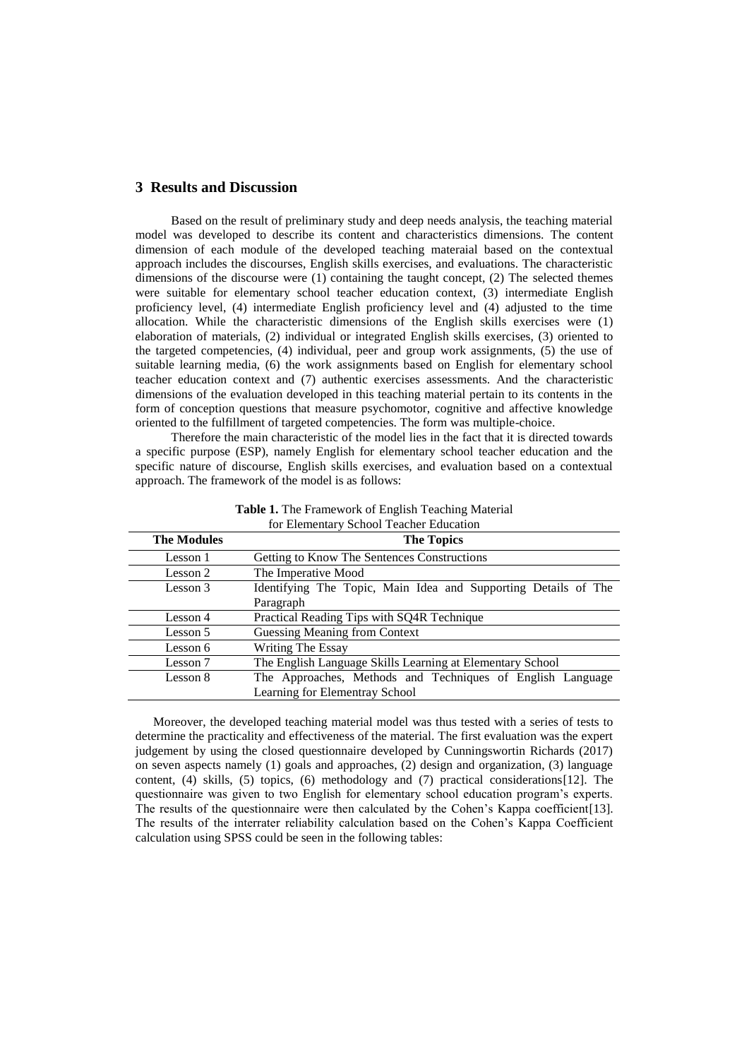## 3 Results and Discussion

Based on the result of preliminary study and deep needs analysis, the teaching material model was developed to describe its content and characteristics dimensions. The content dimension of each module of the developed teaching materaial based on the contextual approach includes the discourses, English skills exercises, and evaluations. The characteristic dimensions of the discourse were (1) containing the taught concept, (2) The selected themes were suitable for elementary school teacher education context, (3) intermediate English proficiency level, (4) intermediate English proficiency level and (4) adjusted to the time allocation. While the characteristic dimensions of the English skills exercises were (1) elaboration of materials, (2) individual or integrated English skills exercises, (3) oriented to the targeted competencies, (4) individual, peer and group work assignments, (5) the use of suitable learning media, (6) the work assignments based on English for elementary school teacher education context and (7) authentic exercises assessments. And the characteristic dimensions of the evaluation developed in this teaching material pertain to its contents in the form of conception questions that measure psychomotor, cognitive and affective knowledge oriented to the fulfillment of targeted competencies. The form was multiple-choice.

Therefore the main characteristic of the model lies in the fact that it is directed towards a specific purpose (ESP), namely English for elementary school teacher education and the specific nature of discourse, English skills exercises, and evaluation based on a contextual approach. The framework of the model is as follows:

**Table 1.** The Framework of English Teaching Material for Elementary School Teacher Education

| The Modules | The Topics |
|---|---|
| Lesson 1 | Getting to Know The Sentences Constructions |
| Lesson 2 | The Imperative Mood |
| Lesson 3 | Identifying The Topic, Main Idea and Supporting Details of The Paragraph |
| Lesson 4 | Practical Reading Tips with SQ4R Technique |
| Lesson 5 | Guessing Meaning from Context |
| Lesson 6 | Writing The Essay |
| Lesson 7 | The English Language Skills Learning at Elementary School |
| Lesson 8 | The Approaches, Methods and Techniques of English Language Learning for Elementray School |

Moreover, the developed teaching material model was thus tested with a series of tests to determine the practicality and effectiveness of the material. The first evaluation was the expert judgement by using the closed questionnaire developed by Cunningswortin Richards (2017) on seven aspects namely (1) goals and approaches, (2) design and organization, (3) language content, (4) skills, (5) topics, (6) methodology and (7) practical considerations[12]. The questionnaire was given to two English for elementary school education program's experts. The results of the questionnaire were then calculated by the Cohen's Kappa coefficient[13]. The results of the interrater reliability calculation based on the Cohen's Kappa Coefficient calculation using SPSS could be seen in the following tables: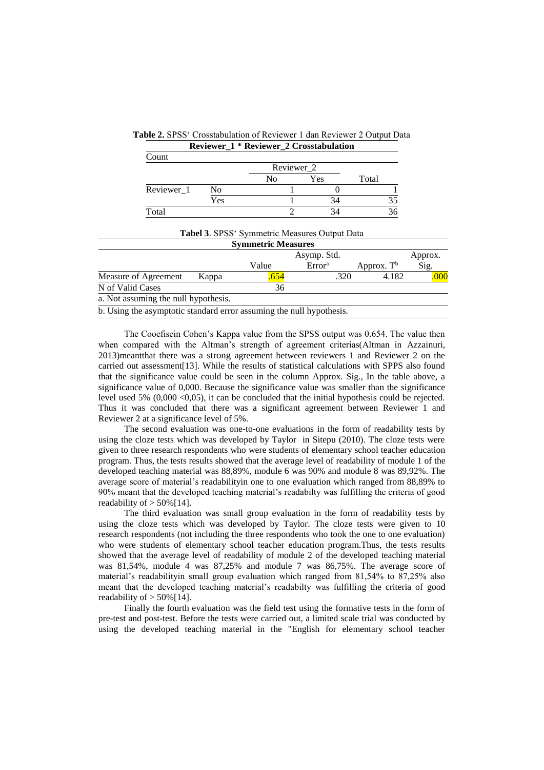**Table 2.** SPSS' Crosstabulation of Reviewer 1 dan Reviewer 2 Output Data

**Reviewer_1 * Reviewer_2 Crosstabulation**

| Count | | Reviewer_2 | | |
|---|---|---|---|---|
| | | No | Yes | Total |
| Reviewer_1 | No | 1 | 0 | 1 |
| | Yes | 1 | 34 | 35 |
| Total | | 2 | 34 | 36 |

**Tabel 3**. SPSS' Symmetric Measures Output Data

**Symmetric Measures**

| | | Value | Asymp. Std. Error[a] | Approx. T[b] | Approx. Sig. |
|---|---|---|---|---|---|
| Measure of Agreement | Kappa | .654 | .320 | 4.182 | .000 |
| N of Valid Cases | | 36 | | | |

a. Not assuming the null hypothesis.

b. Using the asymptotic standard error assuming the null hypothesis.

The Cooefisein Cohen's Kappa value from the SPSS output was 0.654. The value then when compared with the Altman's strength of agreement criterias(Altman in Azzainuri, 2013)meantthat there was a strong agreement between reviewers 1 and Reviewer 2 on the carried out assessment[13]. While the results of statistical calculations with SPPS also found that the significance value could be seen in the column Approx. Sig., In the table above, a significance value of 0,000. Because the significance value was smaller than the significance level used 5% (0,000 <0,05), it can be concluded that the initial hypothesis could be rejected. Thus it was concluded that there was a significant agreement between Reviewer 1 and Reviewer 2 at a significance level of 5%.

The second evaluation was one-to-one evaluations in the form of readability tests by using the cloze tests which was developed by Taylor in Sitepu (2010). The cloze tests were given to three research respondents who were students of elementary school teacher education program. Thus, the tests results showed that the average level of readability of module 1 of the developed teaching material was 88,89%, module 6 was 90% and module 8 was 89,92%. The average score of material's readabilityin one to one evaluation which ranged from 88,89% to 90% meant that the developed teaching material's readabilty was fulfilling the criteria of good readability of > 50%[14].

The third evaluation was small group evaluation in the form of readability tests by using the cloze tests which was developed by Taylor. The cloze tests were given to 10 research respondents (not including the three respondents who took the one to one evaluation) who were students of elementary school teacher education program.Thus, the tests results showed that the average level of readability of module 2 of the developed teaching material was 81,54%, module 4 was 87,25% and module 7 was 86,75%. The average score of material's readabilityin small group evaluation which ranged from 81,54% to 87,25% also meant that the developed teaching material's readabilty was fulfilling the criteria of good readability of > 50%[14].

Finally the fourth evaluation was the field test using the formative tests in the form of pre-test and post-test. Before the tests were carried out, a limited scale trial was conducted by using the developed teaching material in the "English for elementary school teacher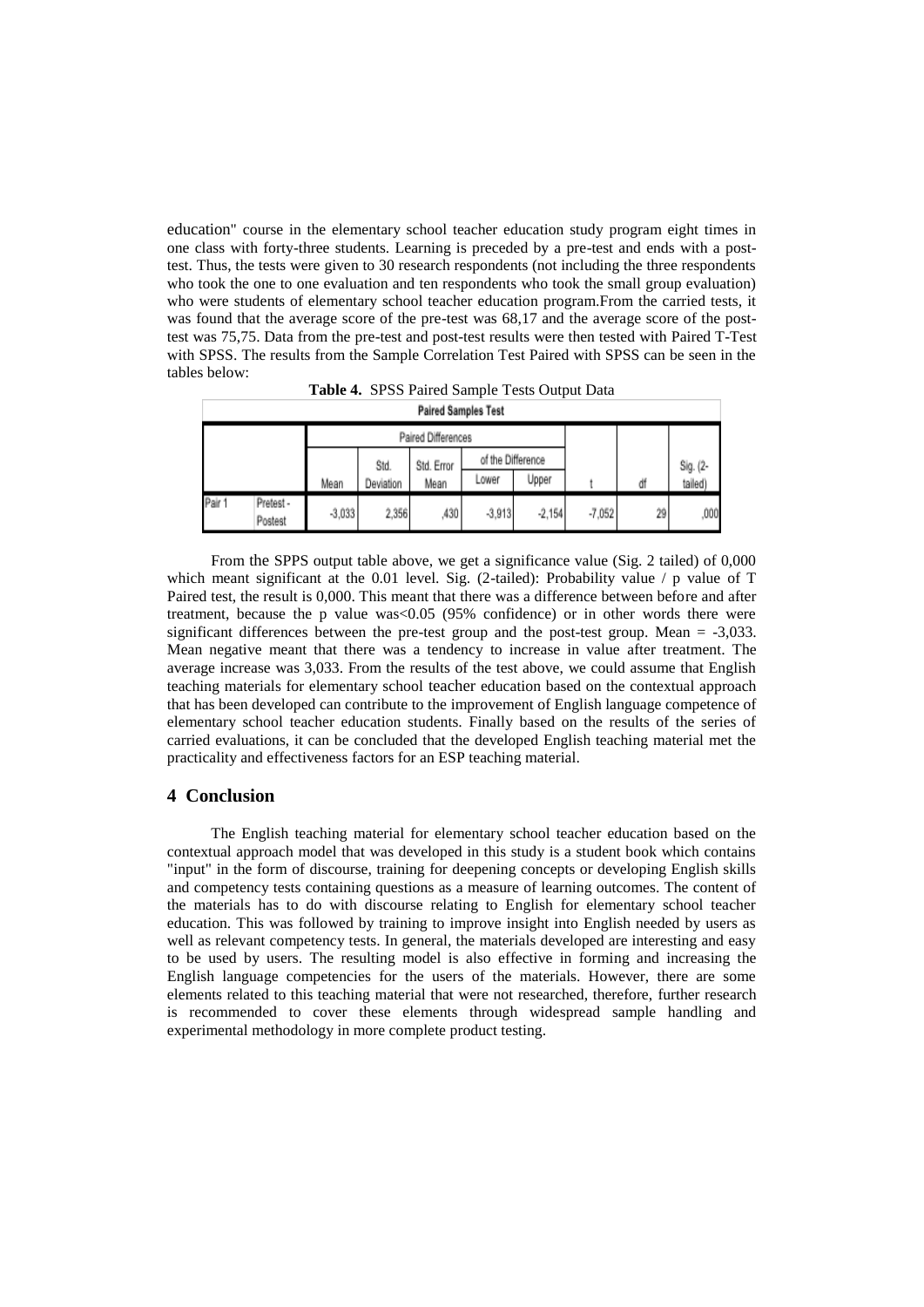education" course in the elementary school teacher education study program eight times in one class with forty-three students. Learning is preceded by a pre-test and ends with a post-test. Thus, the tests were given to 30 research respondents (not including the three respondents who took the one to one evaluation and ten respondents who took the small group evaluation) who were students of elementary school teacher education program.From the carried tests, it was found that the average score of the pre-test was 68,17 and the average score of the post-test was 75,75. Data from the pre-test and post-test results were then tested with Paired T-Test with SPSS. The results from the Sample Correlation Test Paired with SPSS can be seen in the tables below:

**Table 4.** SPSS Paired Sample Tests Output Data

**Paired Samples Test**

| | | Paired Differences | | | | | | | |
|---|---|---|---|---|---|---|---|---|---|
| | | Mean | Std. Deviation | Std. Error Mean | of the Difference Lower | of the Difference Upper | t | df | Sig. (2-tailed) |
| Pair 1 | Pretest - Postest | -3,033 | 2,356 | ,430 | -3,913 | -2,154 | -7,052 | 29 | ,000 |

From the SPPS output table above, we get a significance value (Sig. 2 tailed) of 0,000 which meant significant at the 0.01 level. Sig. (2-tailed): Probability value / p value of T Paired test, the result is 0,000. This meant that there was a difference between before and after treatment, because the p value was $<0.05$ (95% confidence) or in other words there were significant differences between the pre-test group and the post-test group. Mean = -3,033. Mean negative meant that there was a tendency to increase in value after treatment. The average increase was 3,033. From the results of the test above, we could assume that English teaching materials for elementary school teacher education based on the contextual approach that has been developed can contribute to the improvement of English language competence of elementary school teacher education students. Finally based on the results of the series of carried evaluations, it can be concluded that the developed English teaching material met the practicality and effectiveness factors for an ESP teaching material.

## 4 Conclusion

The English teaching material for elementary school teacher education based on the contextual approach model that was developed in this study is a student book which contains "input" in the form of discourse, training for deepening concepts or developing English skills and competency tests containing questions as a measure of learning outcomes. The content of the materials has to do with discourse relating to English for elementary school teacher education. This was followed by training to improve insight into English needed by users as well as relevant competency tests. In general, the materials developed are interesting and easy to be used by users. The resulting model is also effective in forming and increasing the English language competencies for the users of the materials. However, there are some elements related to this teaching material that were not researched, therefore, further research is recommended to cover these elements through widespread sample handling and experimental methodology in more complete product testing.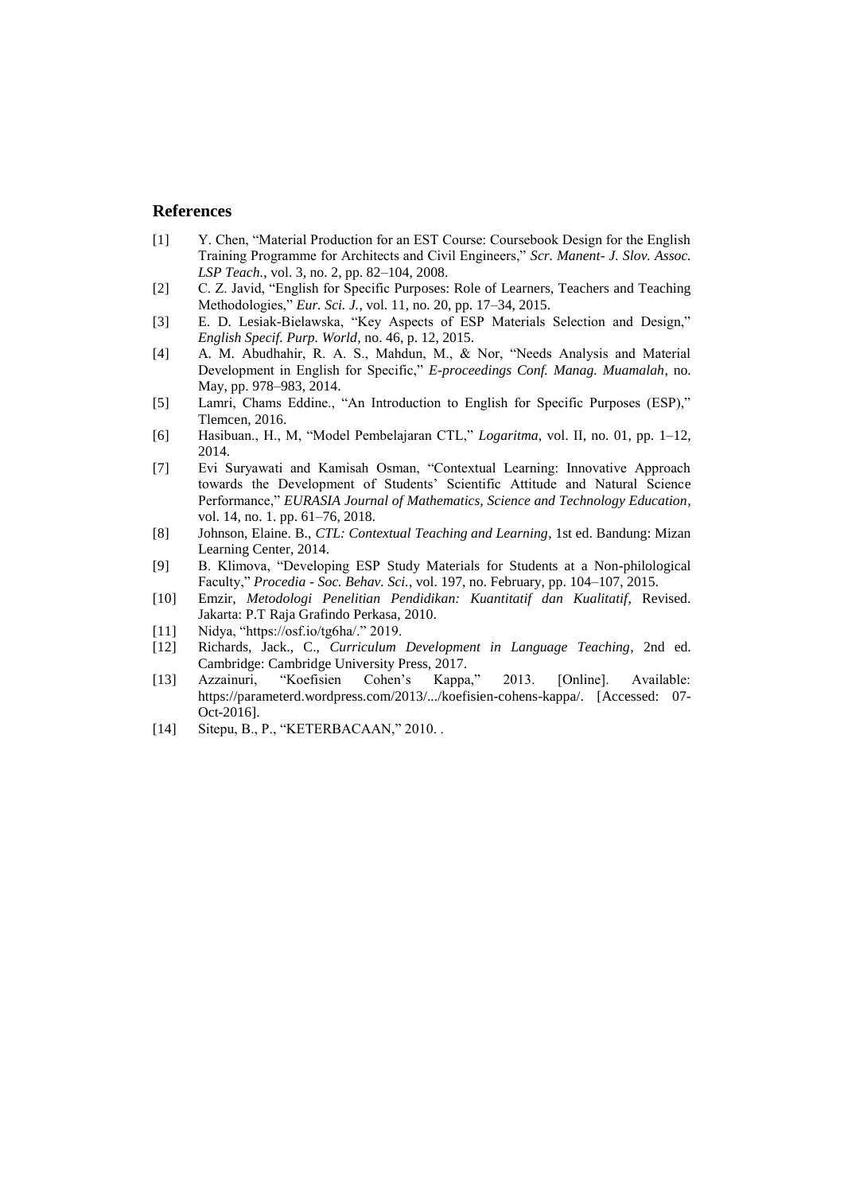## References

[1] Y. Chen, "Material Production for an EST Course: Coursebook Design for the English Training Programme for Architects and Civil Engineers," *Scr. Manent- J. Slov. Assoc. LSP Teach.*, vol. 3, no. 2, pp. 82–104, 2008.

[2] C. Z. Javid, "English for Specific Purposes: Role of Learners, Teachers and Teaching Methodologies," *Eur. Sci. J.*, vol. 11, no. 20, pp. 17–34, 2015.

[3] E. D. Lesiak-Bielawska, "Key Aspects of ESP Materials Selection and Design," *English Specif. Purp. World*, no. 46, p. 12, 2015.

[4] A. M. Abudhahir, R. A. S., Mahdun, M., & Nor, "Needs Analysis and Material Development in English for Specific," *E-proceedings Conf. Manag. Muamalah*, no. May, pp. 978–983, 2014.

[5] Lamri, Chams Eddine., "An Introduction to English for Specific Purposes (ESP)," Tlemcen, 2016.

[6] Hasibuan., H., M, "Model Pembelajaran CTL," *Logaritma*, vol. II, no. 01, pp. 1–12, 2014.

[7] Evi Suryawati and Kamisah Osman, "Contextual Learning: Innovative Approach towards the Development of Students' Scientific Attitude and Natural Science Performance," *EURASIA Journal of Mathematics, Science and Technology Education*, vol. 14, no. 1. pp. 61–76, 2018.

[8] Johnson, Elaine. B., *CTL: Contextual Teaching and Learning*, 1st ed. Bandung: Mizan Learning Center, 2014.

[9] B. Klimova, "Developing ESP Study Materials for Students at a Non-philological Faculty," *Procedia - Soc. Behav. Sci.*, vol. 197, no. February, pp. 104–107, 2015.

[10] Emzir, *Metodologi Penelitian Pendidikan: Kuantitatif dan Kualitatif*, Revised. Jakarta: P.T Raja Grafindo Perkasa, 2010.

[11] Nidya, "https://osf.io/tg6ha/." 2019.

[12] Richards, Jack., C., *Curriculum Development in Language Teaching*, 2nd ed. Cambridge: Cambridge University Press, 2017.

[13] Azzainuri, "Koefisien Cohen's Kappa," 2013. [Online]. Available: https://parameterd.wordpress.com/2013/.../koefisien-cohens-kappa/. [Accessed: 07-Oct-2016].

[14] Sitepu, B., P., "KETERBACAAN," 2010. .